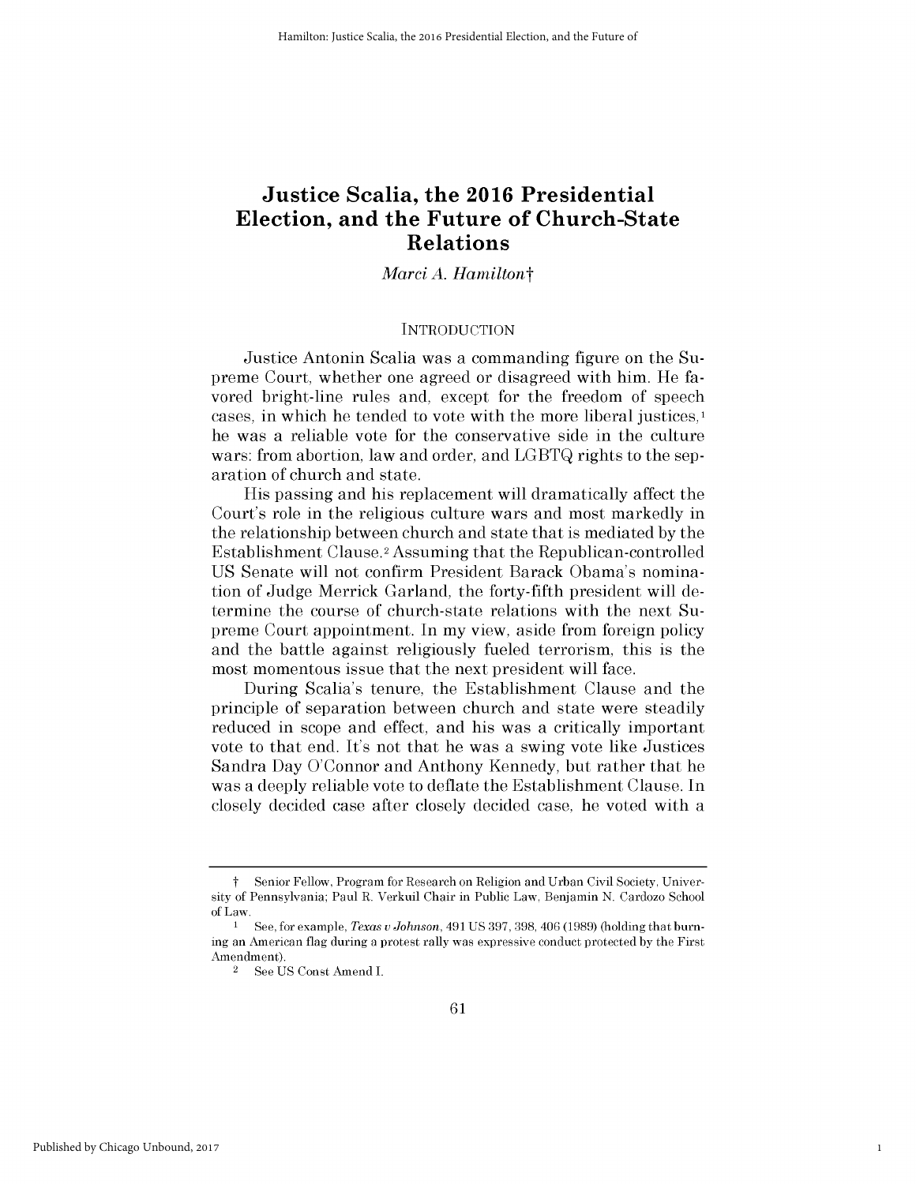# Justice Scalia, the 2016 Presidential Election, and the Future of Church-State Relations

*Marci A. Hamilton*†

## INTRODUCTION

Justice Antonin Scalia was a commanding figure on the Supreme Court, whether one agreed or disagreed with him. He favored bright-line rules and, except for the freedom of speech cases, in which he tended to vote with the more liberal justices,[1] he was a reliable vote for the conservative side in the culture wars: from abortion, law and order, and LGBTQ rights to the separation of church and state.

His passing and his replacement will dramatically affect the Court's role in the religious culture wars and most markedly in the relationship between church and state that is mediated by the Establishment Clause.[2] Assuming that the Republican-controlled US Senate will not confirm President Barack Obama's nomination of Judge Merrick Garland, the forty-fifth president will determine the course of church-state relations with the next Supreme Court appointment. In my view, aside from foreign policy and the battle against religiously fueled terrorism, this is the most momentous issue that the next president will face.

During Scalia's tenure, the Establishment Clause and the principle of separation between church and state were steadily reduced in scope and effect, and his was a critically important vote to that end. It's not that he was a swing vote like Justices Sandra Day O'Connor and Anthony Kennedy, but rather that he was a deeply reliable vote to deflate the Establishment Clause. In closely decided case after closely decided case, he voted with a

---

† Senior Fellow, Program for Research on Religion and Urban Civil Society, University of Pennsylvania; Paul R. Verkuil Chair in Public Law, Benjamin N. Cardozo School of Law.

[1] See, for example, *Texas v Johnson*, 491 US 397, 398, 406 (1989) (holding that burning an American flag during a protest rally was expressive conduct protected by the First Amendment).

[2] See US Const Amend I.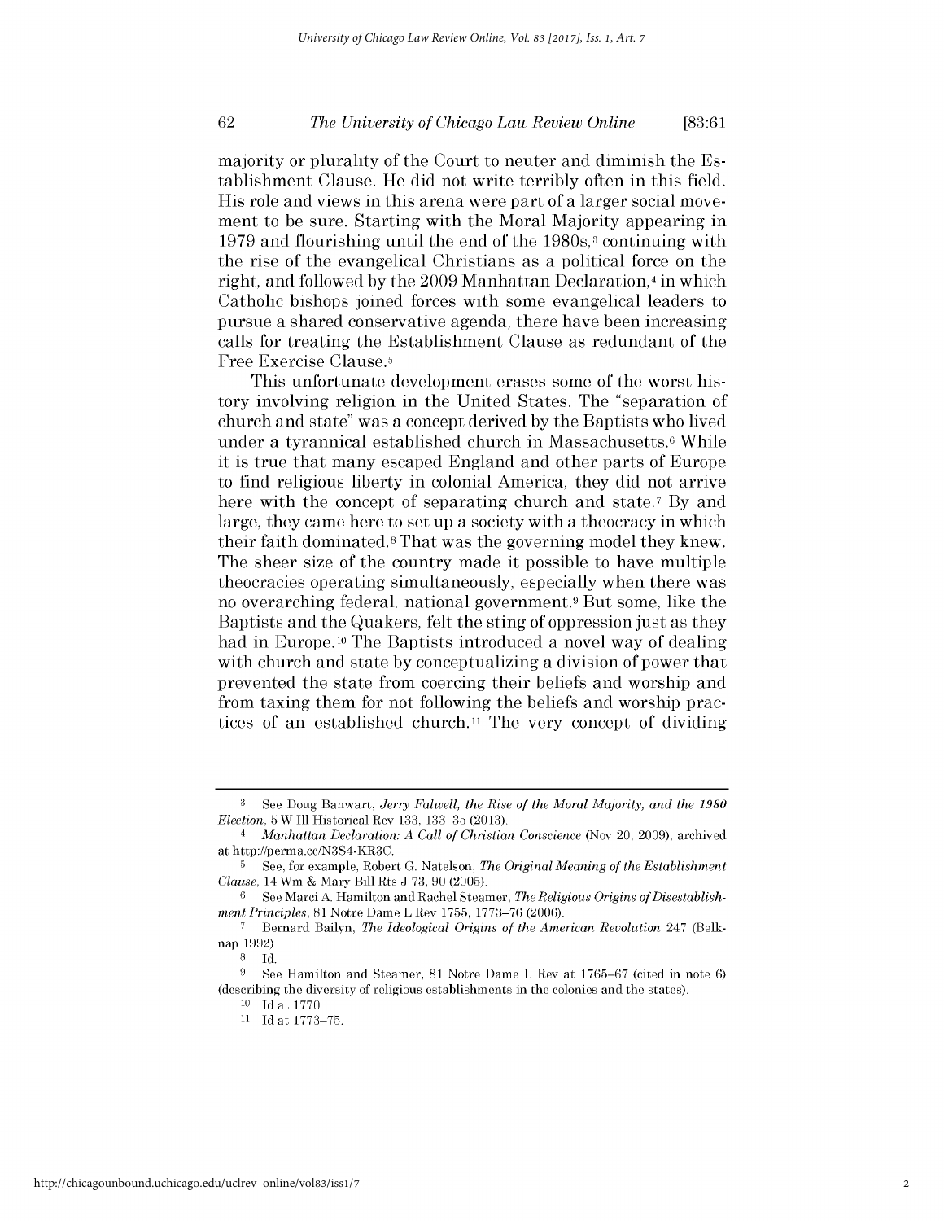majority or plurality of the Court to neuter and diminish the Establishment Clause. He did not write terribly often in this field. His role and views in this arena were part of a larger social movement to be sure. Starting with the Moral Majority appearing in 1979 and flourishing until the end of the 1980s,[3] continuing with the rise of the evangelical Christians as a political force on the right, and followed by the 2009 Manhattan Declaration,[4] in which Catholic bishops joined forces with some evangelical leaders to pursue a shared conservative agenda, there have been increasing calls for treating the Establishment Clause as redundant of the Free Exercise Clause.[5]

This unfortunate development erases some of the worst history involving religion in the United States. The "separation of church and state" was a concept derived by the Baptists who lived under a tyrannical established church in Massachusetts.[6] While it is true that many escaped England and other parts of Europe to find religious liberty in colonial America, they did not arrive here with the concept of separating church and state.[7] By and large, they came here to set up a society with a theocracy in which their faith dominated.[8] That was the governing model they knew. The sheer size of the country made it possible to have multiple theocracies operating simultaneously, especially when there was no overarching federal, national government.[9] But some, like the Baptists and the Quakers, felt the sting of oppression just as they had in Europe.[10] The Baptists introduced a novel way of dealing with church and state by conceptualizing a division of power that prevented the state from coercing their beliefs and worship and from taxing them for not following the beliefs and worship practices of an established church.[11] The very concept of dividing

---

[3] See Doug Banwart, *Jerry Falwell, the Rise of the Moral Majority, and the 1980 Election*, 5 W Ill Historical Rev 133, 133–35 (2013).

[4] *Manhattan Declaration: A Call of Christian Conscience* (Nov 20, 2009), archived at http://perma.cc/N3S4-KR3C.

[5] See, for example, Robert G. Natelson, *The Original Meaning of the Establishment Clause*, 14 Wm & Mary Bill Rts J 73, 90 (2005).

[6] See Marci A. Hamilton and Rachel Steamer, *The Religious Origins of Disestablishment Principles*, 81 Notre Dame L Rev 1755, 1773–76 (2006).

[7] Bernard Bailyn, *The Ideological Origins of the American Revolution* 247 (Belknap 1992).

[8] Id.

[9] See Hamilton and Steamer, 81 Notre Dame L Rev at 1765–67 (cited in note 6) (describing the diversity of religious establishments in the colonies and the states).

[10] Id at 1770.

[11] Id at 1773–75.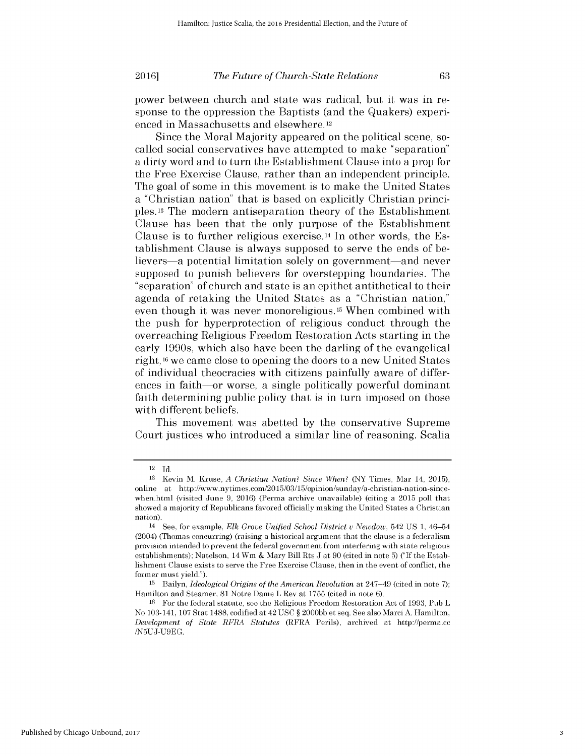power between church and state was radical, but it was in response to the oppression the Baptists (and the Quakers) experienced in Massachusetts and elsewhere.[12]

Since the Moral Majority appeared on the political scene, so-called social conservatives have attempted to make "separation" a dirty word and to turn the Establishment Clause into a prop for the Free Exercise Clause, rather than an independent principle. The goal of some in this movement is to make the United States a "Christian nation" that is based on explicitly Christian principles.[13] The modern antiseparation theory of the Establishment Clause has been that the only purpose of the Establishment Clause is to further religious exercise.[14] In other words, the Establishment Clause is always supposed to serve the ends of believers—a potential limitation solely on government—and never supposed to punish believers for overstepping boundaries. The "separation" of church and state is an epithet antithetical to their agenda of retaking the United States as a "Christian nation," even though it was never monoreligious.[15] When combined with the push for hyperprotection of religious conduct through the overreaching Religious Freedom Restoration Acts starting in the early 1990s, which also have been the darling of the evangelical right,[16] we came close to opening the doors to a new United States of individual theocracies with citizens painfully aware of differences in faith—or worse, a single politically powerful dominant faith determining public policy that is in turn imposed on those with different beliefs.

This movement was abetted by the conservative Supreme Court justices who introduced a similar line of reasoning. Scalia

---

[12] Id.

[13] Kevin M. Kruse, *A Christian Nation? Since When?* (NY Times, Mar 14, 2015), online at http://www.nytimes.com/2015/03/15/opinion/sunday/a-christian-nation-since-when.html (visited June 9, 2016) (Perma archive unavailable) (citing a 2015 poll that showed a majority of Republicans favored officially making the United States a Christian nation).

[14] See, for example, *Elk Grove Unified School District v Newdow*, 542 US 1, 46–54 (2004) (Thomas concurring) (raising a historical argument that the clause is a federalism provision intended to prevent the federal government from interfering with state religious establishments); Natelson, 14 Wm & Mary Bill Rts J at 90 (cited in note 5) ("If the Establishment Clause exists to serve the Free Exercise Clause, then in the event of conflict, the former must yield.").

[15] Bailyn, *Ideological Origins of the American Revolution* at 247–49 (cited in note 7); Hamilton and Steamer, 81 Notre Dame L Rev at 1755 (cited in note 6).

[16] For the federal statute, see the Religious Freedom Restoration Act of 1993, Pub L No 103-141, 107 Stat 1488, codified at 42 USC § 2000bb et seq. See also Marci A. Hamilton, *Development of State RFRA Statutes* (RFRA Perils), archived at http://perma.cc/N5UJ-U9EG.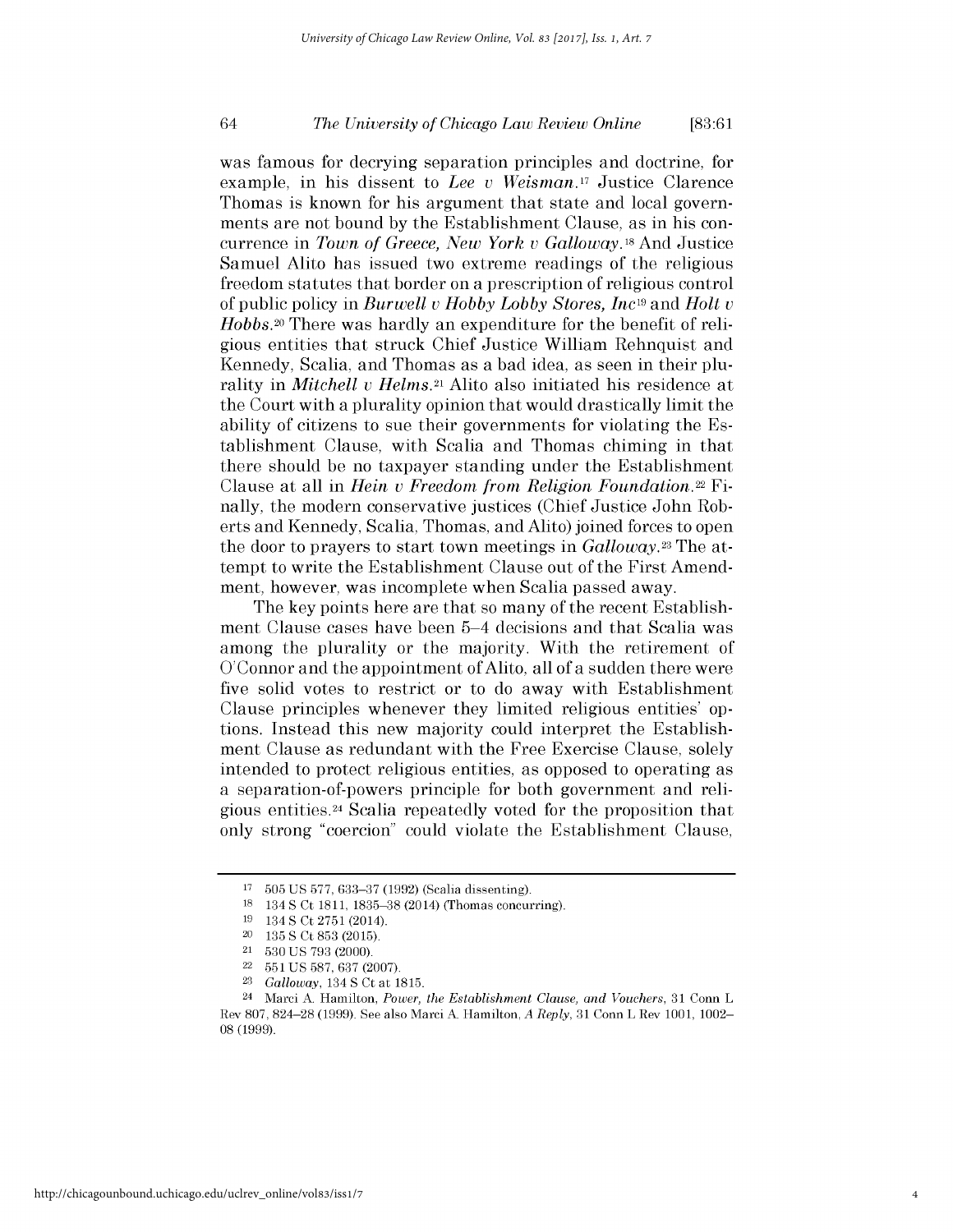was famous for decrying separation principles and doctrine, for example, in his dissent to *Lee v Weisman*.[17] Justice Clarence Thomas is known for his argument that state and local governments are not bound by the Establishment Clause, as in his concurrence in *Town of Greece, New York v Galloway*.[18] And Justice Samuel Alito has issued two extreme readings of the religious freedom statutes that border on a prescription of religious control of public policy in *Burwell v Hobby Lobby Stores, Inc*[19] and *Holt v Hobbs*.[20] There was hardly an expenditure for the benefit of religious entities that struck Chief Justice William Rehnquist and Kennedy, Scalia, and Thomas as a bad idea, as seen in their plurality in *Mitchell v Helms*.[21] Alito also initiated his residence at the Court with a plurality opinion that would drastically limit the ability of citizens to sue their governments for violating the Establishment Clause, with Scalia and Thomas chiming in that there should be no taxpayer standing under the Establishment Clause at all in *Hein v Freedom from Religion Foundation*.[22] Finally, the modern conservative justices (Chief Justice John Roberts and Kennedy, Scalia, Thomas, and Alito) joined forces to open the door to prayers to start town meetings in *Galloway*.[23] The attempt to write the Establishment Clause out of the First Amendment, however, was incomplete when Scalia passed away.

The key points here are that so many of the recent Establishment Clause cases have been 5–4 decisions and that Scalia was among the plurality or the majority. With the retirement of O'Connor and the appointment of Alito, all of a sudden there were five solid votes to restrict or to do away with Establishment Clause principles whenever they limited religious entities' options. Instead this new majority could interpret the Establishment Clause as redundant with the Free Exercise Clause, solely intended to protect religious entities, as opposed to operating as a separation-of-powers principle for both government and religious entities.[24] Scalia repeatedly voted for the proposition that only strong "coercion" could violate the Establishment Clause,

---

[17] 505 US 577, 633–37 (1992) (Scalia dissenting).

[18] 134 S Ct 1811, 1835–38 (2014) (Thomas concurring).

[19] 134 S Ct 2751 (2014).

[20] 135 S Ct 853 (2015).

[21] 530 US 793 (2000).

[22] 551 US 587, 637 (2007).

[23] *Galloway*, 134 S Ct at 1815.

[24] Marci A. Hamilton, *Power, the Establishment Clause, and Vouchers*, 31 Conn L Rev 807, 824–28 (1999). See also Marci A. Hamilton, *A Reply*, 31 Conn L Rev 1001, 1002–08 (1999).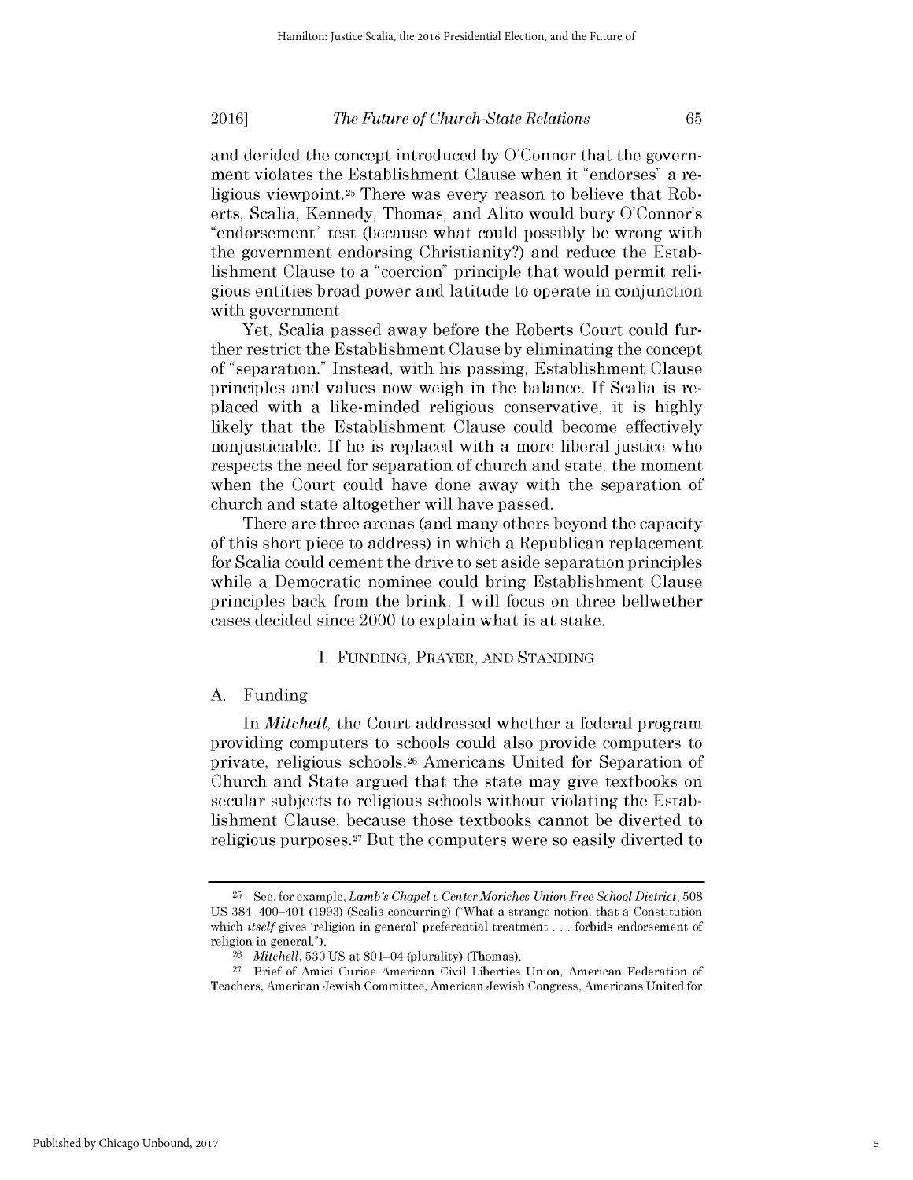and derided the concept introduced by O'Connor that the government violates the Establishment Clause when it "endorses" a religious viewpoint.[25] There was every reason to believe that Roberts, Scalia, Kennedy, Thomas, and Alito would bury O'Connor's "endorsement" test (because what could possibly be wrong with the government endorsing Christianity?) and reduce the Establishment Clause to a "coercion" principle that would permit religious entities broad power and latitude to operate in conjunction with government.

Yet, Scalia passed away before the Roberts Court could further restrict the Establishment Clause by eliminating the concept of "separation." Instead, with his passing, Establishment Clause principles and values now weigh in the balance. If Scalia is replaced with a like-minded religious conservative, it is highly likely that the Establishment Clause could become effectively nonjusticiable. If he is replaced with a more liberal justice who respects the need for separation of church and state, the moment when the Court could have done away with the separation of church and state altogether will have passed.

There are three arenas (and many others beyond the capacity of this short piece to address) in which a Republican replacement for Scalia could cement the drive to set aside separation principles while a Democratic nominee could bring Establishment Clause principles back from the brink. I will focus on three bellwether cases decided since 2000 to explain what is at stake.

## I. Funding, Prayer, and Standing

### A. Funding

In *Mitchell*, the Court addressed whether a federal program providing computers to schools could also provide computers to private, religious schools.[26] Americans United for Separation of Church and State argued that the state may give textbooks on secular subjects to religious schools without violating the Establishment Clause, because those textbooks cannot be diverted to religious purposes.[27] But the computers were so easily diverted to

---

[25] See, for example, *Lamb's Chapel v Center Moriches Union Free School District*, 508 US 384, 400–401 (1993) (Scalia concurring) ("What a strange notion, that a Constitution which *itself* gives 'religion in general' preferential treatment . . . forbids endorsement of religion in general.").

[26] *Mitchell*, 530 US at 801–04 (plurality) (Thomas).

[27] Brief of Amici Curiae American Civil Liberties Union, American Federation of Teachers, American Jewish Committee, American Jewish Congress, Americans United for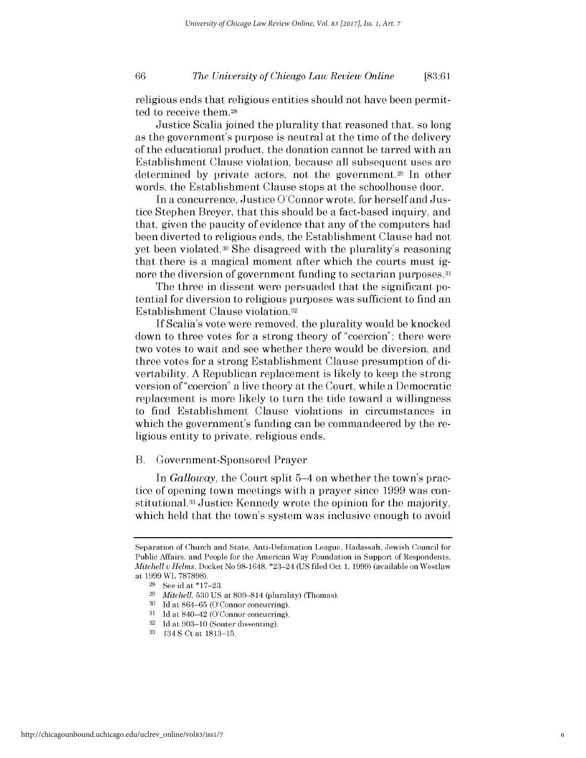religious ends that religious entities should not have been permitted to receive them.[28]

Justice Scalia joined the plurality that reasoned that, so long as the government's purpose is neutral at the time of the delivery of the educational product, the donation cannot be tarred with an Establishment Clause violation, because all subsequent uses are determined by private actors, not the government.[29] In other words, the Establishment Clause stops at the schoolhouse door.

In a concurrence, Justice O'Connor wrote, for herself and Justice Stephen Breyer, that this should be a fact-based inquiry, and that, given the paucity of evidence that any of the computers had been diverted to religious ends, the Establishment Clause had not yet been violated.[30] She disagreed with the plurality's reasoning that there is a magical moment after which the courts must ignore the diversion of government funding to sectarian purposes.[31]

The three in dissent were persuaded that the significant potential for diversion to religious purposes was sufficient to find an Establishment Clause violation.[32]

If Scalia's vote were removed, the plurality would be knocked down to three votes for a strong theory of "coercion"; there were two votes to wait and see whether there would be diversion, and three votes for a strong Establishment Clause presumption of divertability. A Republican replacement is likely to keep the strong version of "coercion" a live theory at the Court, while a Democratic replacement is more likely to turn the tide toward a willingness to find Establishment Clause violations in circumstances in which the government's funding can be commandeered by the religious entity to private, religious ends.

## B. Government-Sponsored Prayer

In *Galloway*, the Court split 5–4 on whether the town's practice of opening town meetings with a prayer since 1999 was constitutional.[33] Justice Kennedy wrote the opinion for the majority, which held that the town's system was inclusive enough to avoid

---

Separation of Church and State, Anti-Defamation League, Hadassah, Jewish Council for Public Affairs, and People for the American Way Foundation in Support of Respondents, *Mitchell v Helms*, Docket No 98-1648, *23–24 (US filed Oct 1, 1999) (available on Westlaw at 1999 WL 787898).

[28] See id at *17–23.

[29] *Mitchell*, 530 US at 809–814 (plurality) (Thomas).

[30] Id at 864–65 (O'Connor concurring).

[31] Id at 840–42 (O'Connor concurring).

[32] Id at 903–10 (Souter dissenting).

[33] 134 S Ct at 1813–15.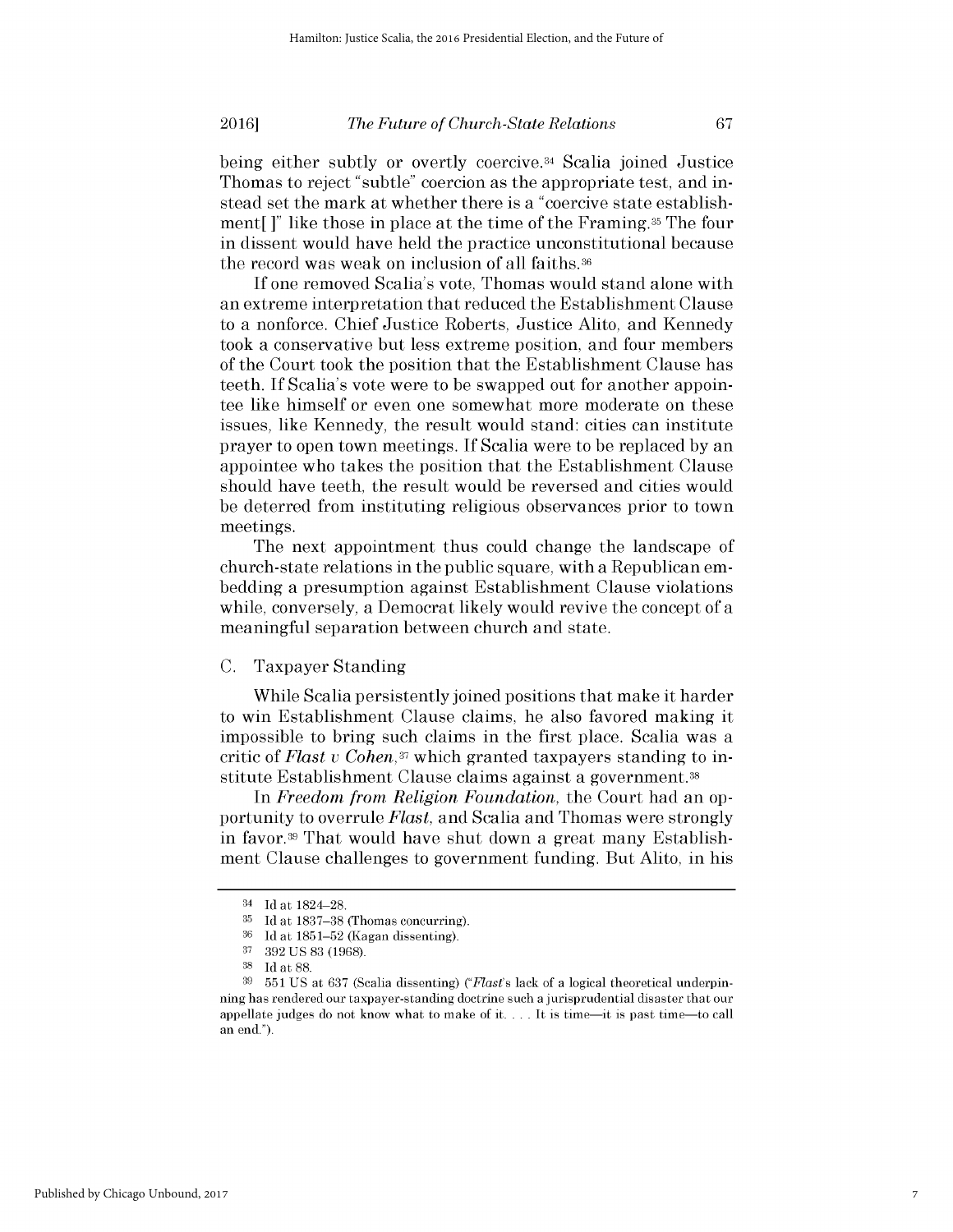being either subtly or overtly coercive.[34] Scalia joined Justice Thomas to reject "subtle" coercion as the appropriate test, and instead set the mark at whether there is a "coercive state establishment[ ]" like those in place at the time of the Framing.[35] The four in dissent would have held the practice unconstitutional because the record was weak on inclusion of all faiths.[36]

If one removed Scalia's vote, Thomas would stand alone with an extreme interpretation that reduced the Establishment Clause to a nonforce. Chief Justice Roberts, Justice Alito, and Kennedy took a conservative but less extreme position, and four members of the Court took the position that the Establishment Clause has teeth. If Scalia's vote were to be swapped out for another appointee like himself or even one somewhat more moderate on these issues, like Kennedy, the result would stand: cities can institute prayer to open town meetings. If Scalia were to be replaced by an appointee who takes the position that the Establishment Clause should have teeth, the result would be reversed and cities would be deterred from instituting religious observances prior to town meetings.

The next appointment thus could change the landscape of church-state relations in the public square, with a Republican embedding a presumption against Establishment Clause violations while, conversely, a Democrat likely would revive the concept of a meaningful separation between church and state.

### C. Taxpayer Standing

While Scalia persistently joined positions that make it harder to win Establishment Clause claims, he also favored making it impossible to bring such claims in the first place. Scalia was a critic of *Flast v Cohen*,[37] which granted taxpayers standing to institute Establishment Clause claims against a government.[38]

In *Freedom from Religion Foundation*, the Court had an opportunity to overrule *Flast*, and Scalia and Thomas were strongly in favor.[39] That would have shut down a great many Establishment Clause challenges to government funding. But Alito, in his

---

[34] Id at 1824–28.

[35] Id at 1837–38 (Thomas concurring).

[36] Id at 1851–52 (Kagan dissenting).

[37] 392 US 83 (1968).

[38] Id at 88.

[39] 551 US at 637 (Scalia dissenting) ("*Flast*'s lack of a logical theoretical underpinning has rendered our taxpayer-standing doctrine such a jurisprudential disaster that our appellate judges do not know what to make of it. . . . It is time—it is past time—to call an end.").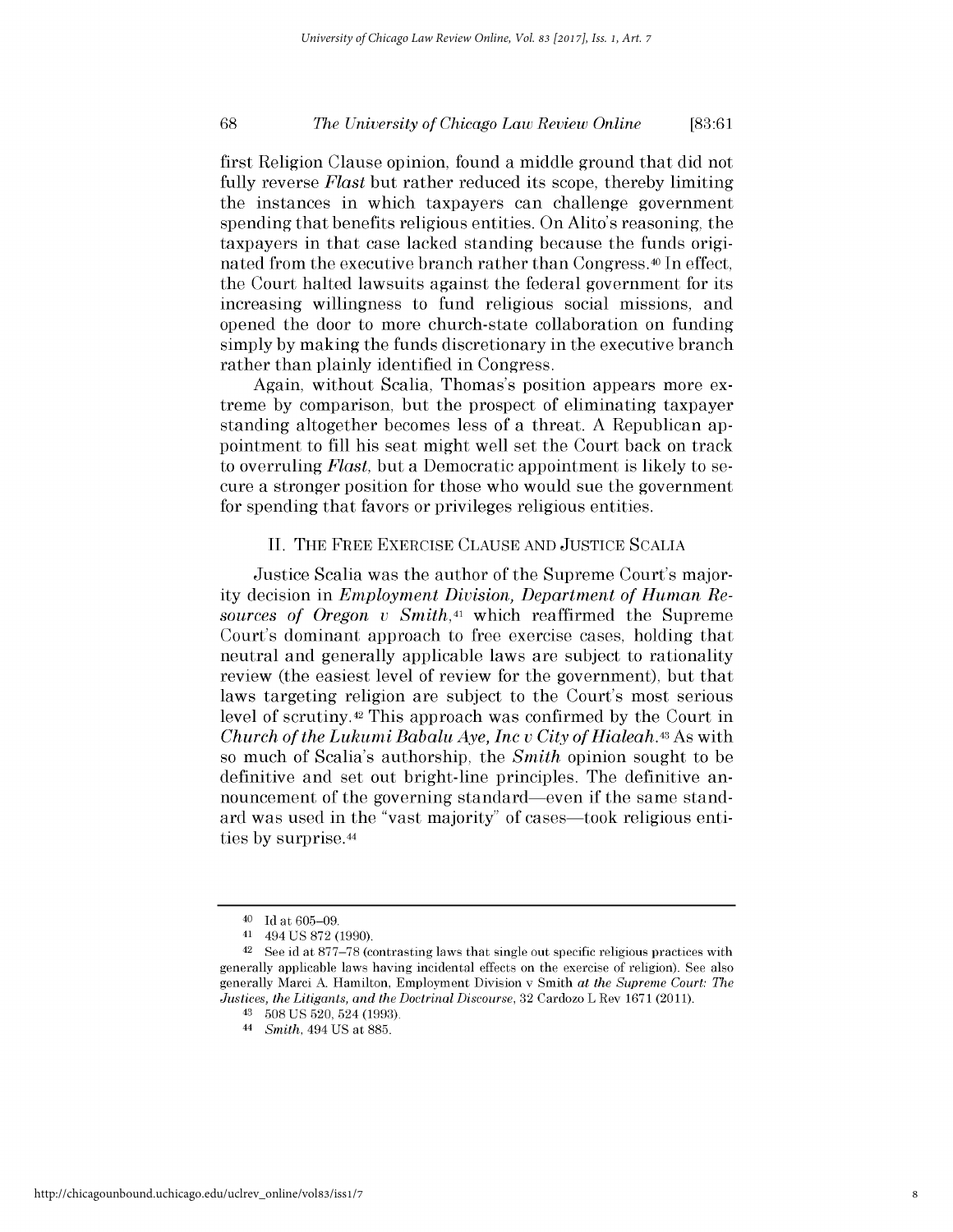first Religion Clause opinion, found a middle ground that did not fully reverse *Flast* but rather reduced its scope, thereby limiting the instances in which taxpayers can challenge government spending that benefits religious entities. On Alito's reasoning, the taxpayers in that case lacked standing because the funds originated from the executive branch rather than Congress.[40] In effect, the Court halted lawsuits against the federal government for its increasing willingness to fund religious social missions, and opened the door to more church-state collaboration on funding simply by making the funds discretionary in the executive branch rather than plainly identified in Congress.

Again, without Scalia, Thomas's position appears more extreme by comparison, but the prospect of eliminating taxpayer standing altogether becomes less of a threat. A Republican appointment to fill his seat might well set the Court back on track to overruling *Flast*, but a Democratic appointment is likely to secure a stronger position for those who would sue the government for spending that favors or privileges religious entities.

## II. THE FREE EXERCISE CLAUSE AND JUSTICE SCALIA

Justice Scalia was the author of the Supreme Court's majority decision in *Employment Division, Department of Human Resources of Oregon v Smith*,[41] which reaffirmed the Supreme Court's dominant approach to free exercise cases, holding that neutral and generally applicable laws are subject to rationality review (the easiest level of review for the government), but that laws targeting religion are subject to the Court's most serious level of scrutiny.[42] This approach was confirmed by the Court in *Church of the Lukumi Babalu Aye, Inc v City of Hialeah*.[43] As with so much of Scalia's authorship, the *Smith* opinion sought to be definitive and set out bright-line principles. The definitive announcement of the governing standard—even if the same standard was used in the "vast majority" of cases—took religious entities by surprise.[44]

---

[40] Id at 605–09.

[41] 494 US 872 (1990).

[42] See id at 877–78 (contrasting laws that single out specific religious practices with generally applicable laws having incidental effects on the exercise of religion). See also generally Marci A. Hamilton, Employment Division v Smith *at the Supreme Court: The Justices, the Litigants, and the Doctrinal Discourse*, 32 Cardozo L Rev 1671 (2011).

[43] 508 US 520, 524 (1993).

[44] *Smith*, 494 US at 885.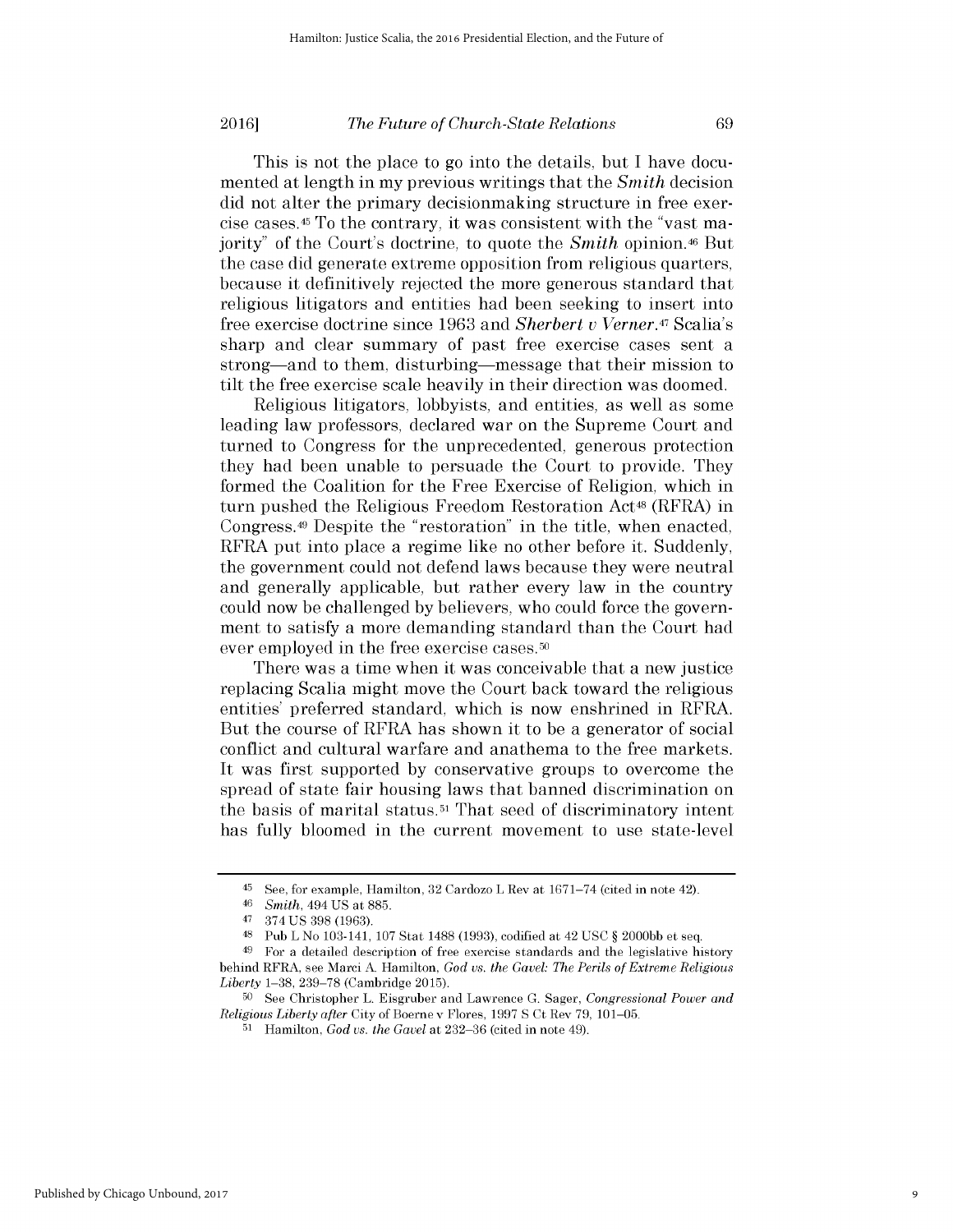This is not the place to go into the details, but I have documented at length in my previous writings that the *Smith* decision did not alter the primary decisionmaking structure in free exercise cases.[45] To the contrary, it was consistent with the "vast majority" of the Court's doctrine, to quote the *Smith* opinion.[46] But the case did generate extreme opposition from religious quarters, because it definitively rejected the more generous standard that religious litigators and entities had been seeking to insert into free exercise doctrine since 1963 and *Sherbert v Verner*.[47] Scalia's sharp and clear summary of past free exercise cases sent a strong—and to them, disturbing—message that their mission to tilt the free exercise scale heavily in their direction was doomed.

Religious litigators, lobbyists, and entities, as well as some leading law professors, declared war on the Supreme Court and turned to Congress for the unprecedented, generous protection they had been unable to persuade the Court to provide. They formed the Coalition for the Free Exercise of Religion, which in turn pushed the Religious Freedom Restoration Act[48] (RFRA) in Congress.[49] Despite the "restoration" in the title, when enacted, RFRA put into place a regime like no other before it. Suddenly, the government could not defend laws because they were neutral and generally applicable, but rather every law in the country could now be challenged by believers, who could force the government to satisfy a more demanding standard than the Court had ever employed in the free exercise cases.[50]

There was a time when it was conceivable that a new justice replacing Scalia might move the Court back toward the religious entities' preferred standard, which is now enshrined in RFRA. But the course of RFRA has shown it to be a generator of social conflict and cultural warfare and anathema to the free markets. It was first supported by conservative groups to overcome the spread of state fair housing laws that banned discrimination on the basis of marital status.[51] That seed of discriminatory intent has fully bloomed in the current movement to use state-level

---

[45] See, for example, Hamilton, 32 Cardozo L Rev at 1671–74 (cited in note 42).

[46] *Smith*, 494 US at 885.

[47] 374 US 398 (1963).

[48] Pub L No 103-141, 107 Stat 1488 (1993), codified at 42 USC § 2000bb et seq.

[49] For a detailed description of free exercise standards and the legislative history behind RFRA, see Marci A. Hamilton, *God vs. the Gavel: The Perils of Extreme Religious Liberty* 1–38, 239–78 (Cambridge 2015).

[50] See Christopher L. Eisgruber and Lawrence G. Sager, *Congressional Power and Religious Liberty after* City of Boerne v Flores, 1997 S Ct Rev 79, 101–05.

[51] Hamilton, *God vs. the Gavel* at 232–36 (cited in note 49).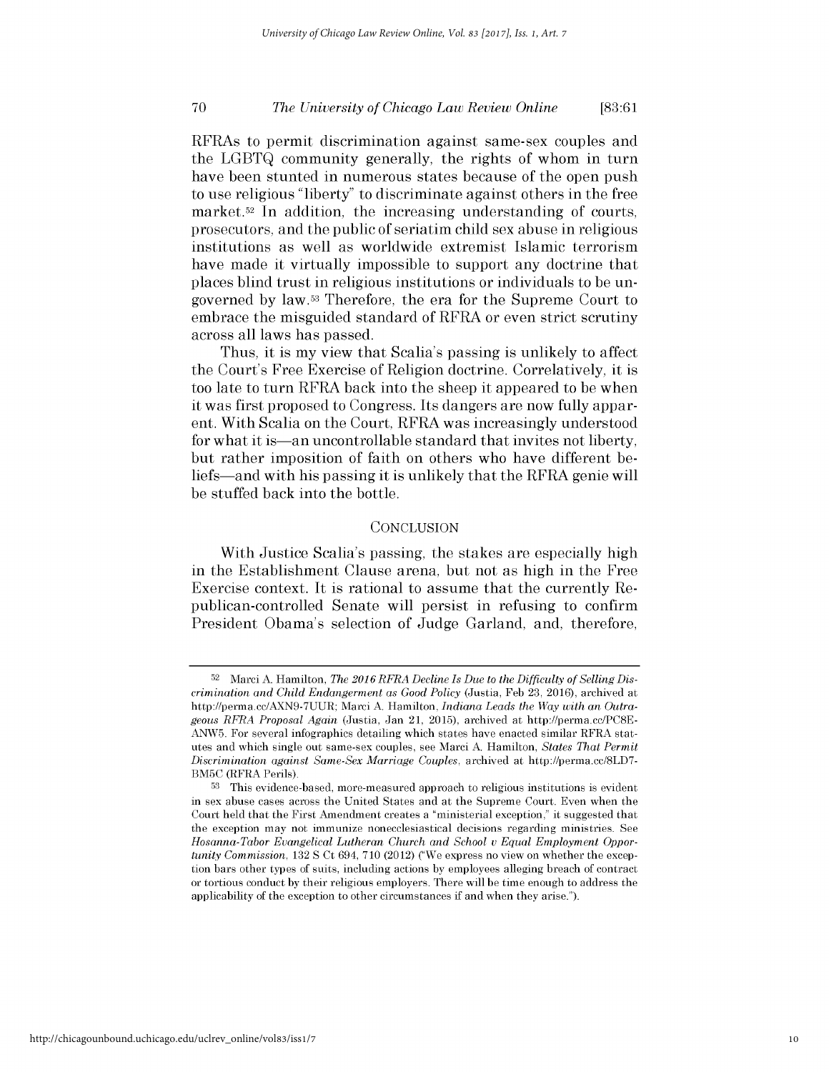RFRAs to permit discrimination against same-sex couples and the LGBTQ community generally, the rights of whom in turn have been stunted in numerous states because of the open push to use religious "liberty" to discriminate against others in the free market.[52] In addition, the increasing understanding of courts, prosecutors, and the public of seriatim child sex abuse in religious institutions as well as worldwide extremist Islamic terrorism have made it virtually impossible to support any doctrine that places blind trust in religious institutions or individuals to be ungoverned by law.[53] Therefore, the era for the Supreme Court to embrace the misguided standard of RFRA or even strict scrutiny across all laws has passed.

Thus, it is my view that Scalia's passing is unlikely to affect the Court's Free Exercise of Religion doctrine. Correlatively, it is too late to turn RFRA back into the sheep it appeared to be when it was first proposed to Congress. Its dangers are now fully apparent. With Scalia on the Court, RFRA was increasingly understood for what it is—an uncontrollable standard that invites not liberty, but rather imposition of faith on others who have different beliefs—and with his passing it is unlikely that the RFRA genie will be stuffed back into the bottle.

## CONCLUSION

With Justice Scalia's passing, the stakes are especially high in the Establishment Clause arena, but not as high in the Free Exercise context. It is rational to assume that the currently Republican-controlled Senate will persist in refusing to confirm President Obama's selection of Judge Garland, and, therefore,

---

[52] Marci A. Hamilton, *The 2016 RFRA Decline Is Due to the Difficulty of Selling Discrimination and Child Endangerment as Good Policy* (Justia, Feb 23, 2016), archived at http://perma.cc/AXN9-7UUR; Marci A. Hamilton, *Indiana Leads the Way with an Outrageous RFRA Proposal Again* (Justia, Jan 21, 2015), archived at http://perma.cc/PC8E-ANW5. For several infographics detailing which states have enacted similar RFRA statutes and which single out same-sex couples, see Marci A. Hamilton, *States That Permit Discrimination against Same-Sex Marriage Couples*, archived at http://perma.cc/8LD7-BM5C (RFRA Perils).

[53] This evidence-based, more-measured approach to religious institutions is evident in sex abuse cases across the United States and at the Supreme Court. Even when the Court held that the First Amendment creates a "ministerial exception," it suggested that the exception may not immunize nonecclesiastical decisions regarding ministries. See *Hosanna-Tabor Evangelical Lutheran Church and School v Equal Employment Opportunity Commission*, 132 S Ct 694, 710 (2012) ("We express no view on whether the exception bars other types of suits, including actions by employees alleging breach of contract or tortious conduct by their religious employers. There will be time enough to address the applicability of the exception to other circumstances if and when they arise.").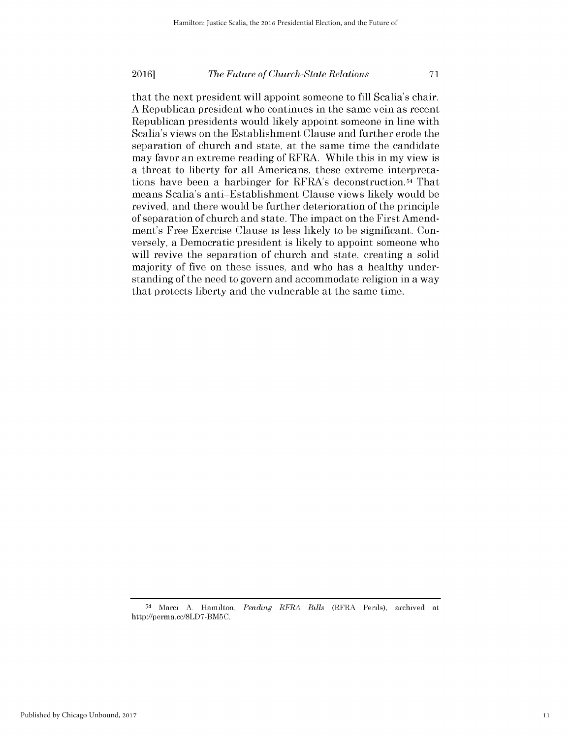that the next president will appoint someone to fill Scalia's chair. A Republican president who continues in the same vein as recent Republican presidents would likely appoint someone in line with Scalia's views on the Establishment Clause and further erode the separation of church and state, at the same time the candidate may favor an extreme reading of RFRA. While this in my view is a threat to liberty for all Americans, these extreme interpretations have been a harbinger for RFRA's deconstruction.[54] That means Scalia's anti–Establishment Clause views likely would be revived, and there would be further deterioration of the principle of separation of church and state. The impact on the First Amendment's Free Exercise Clause is less likely to be significant. Conversely, a Democratic president is likely to appoint someone who will revive the separation of church and state, creating a solid majority of five on these issues, and who has a healthy understanding of the need to govern and accommodate religion in a way that protects liberty and the vulnerable at the same time.

---

[54] Marci A. Hamilton, *Pending RFRA Bills* (RFRA Perils), archived at http://perma.cc/8LD7-BM5C.